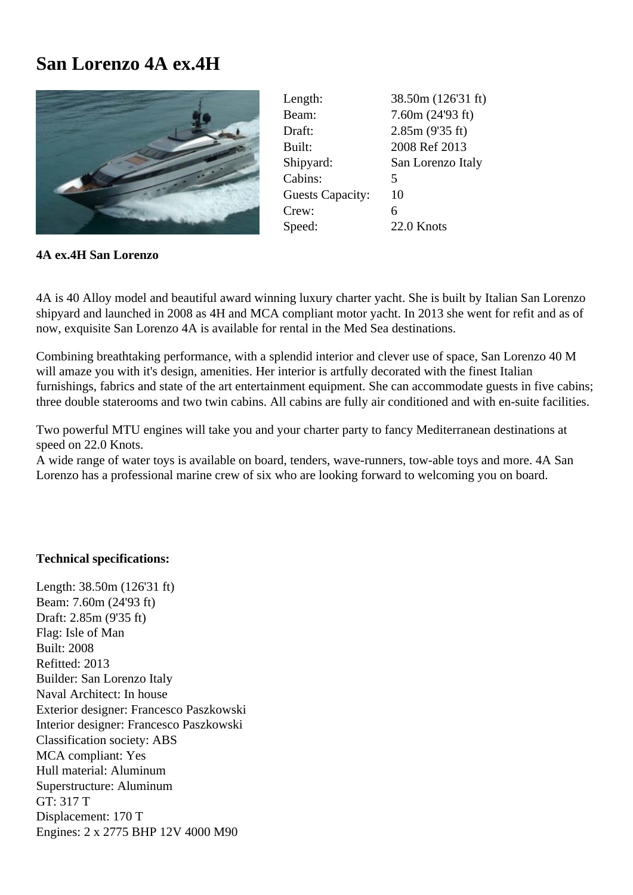# San Lorenzo 4A ex.4H

| | |
|---|---|
| Length: | 38.50m (126'31 ft) |
| Beam: | 7.60m (24'93 ft) |
| Draft: | 2.85m (9'35 ft) |
| Built: | 2008 Ref 2013 |
| Shipyard: | San Lorenzo Italy |
| Cabins: | 5 |
| Guests Capacity: | 10 |
| Crew: | 6 |
| Speed: | 22.0 Knots |

**4A ex.4H San Lorenzo**

4A is 40 Alloy model and beautiful award winning luxury charter yacht. She is built by Italian San Lorenzo shipyard and launched in 2008 as 4H and MCA compliant motor yacht. In 2013 she went for refit and as of now, exquisite San Lorenzo 4A is available for rental in the Med Sea destinations.

Combining breathtaking performance, with a splendid interior and clever use of space, San Lorenzo 40 M will amaze you with it's design, amenities. Her interior is artfully decorated with the finest Italian furnishings, fabrics and state of the art entertainment equipment. She can accommodate guests in five cabins; three double staterooms and two twin cabins. All cabins are fully air conditioned and with en-suite facilities.

Two powerful MTU engines will take you and your charter party to fancy Mediterranean destinations at speed on 22.0 Knots.
A wide range of water toys is available on board, tenders, wave-runners, tow-able toys and more. 4A San Lorenzo has a professional marine crew of six who are looking forward to welcoming you on board.

**Technical specifications:**

Length: 38.50m (126'31 ft)
Beam: 7.60m (24'93 ft)
Draft: 2.85m (9'35 ft)
Flag: Isle of Man
Built: 2008
Refitted: 2013
Builder: San Lorenzo Italy
Naval Architect: In house
Exterior designer: Francesco Paszkowski
Interior designer: Francesco Paszkowski
Classification society: ABS
MCA compliant: Yes
Hull material: Aluminum
Superstructure: Aluminum
GT: 317 T
Displacement: 170 T
Engines: 2 x 2775 BHP 12V 4000 M90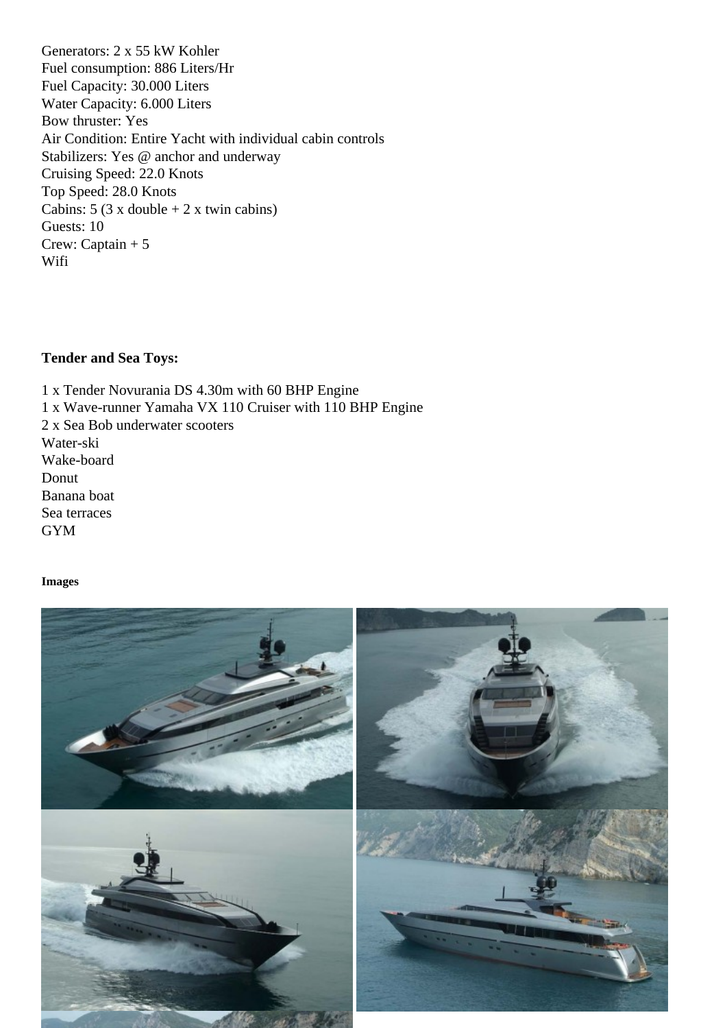Generators: 2 x 55 kW Kohler
Fuel consumption: 886 Liters/Hr
Fuel Capacity: 30.000 Liters
Water Capacity: 6.000 Liters
Bow thruster: Yes
Air Condition: Entire Yacht with individual cabin controls
Stabilizers: Yes @ anchor and underway
Cruising Speed: 22.0 Knots
Top Speed: 28.0 Knots
Cabins: 5 (3 x double + 2 x twin cabins)
Guests: 10
Crew: Captain + 5
Wifi

**Tender and Sea Toys:**

1 x Tender Novurania DS 4.30m with 60 BHP Engine
1 x Wave-runner Yamaha VX 110 Cruiser with 110 BHP Engine
2 x Sea Bob underwater scooters
Water-ski
Wake-board
Donut
Banana boat
Sea terraces
GYM

**Images**